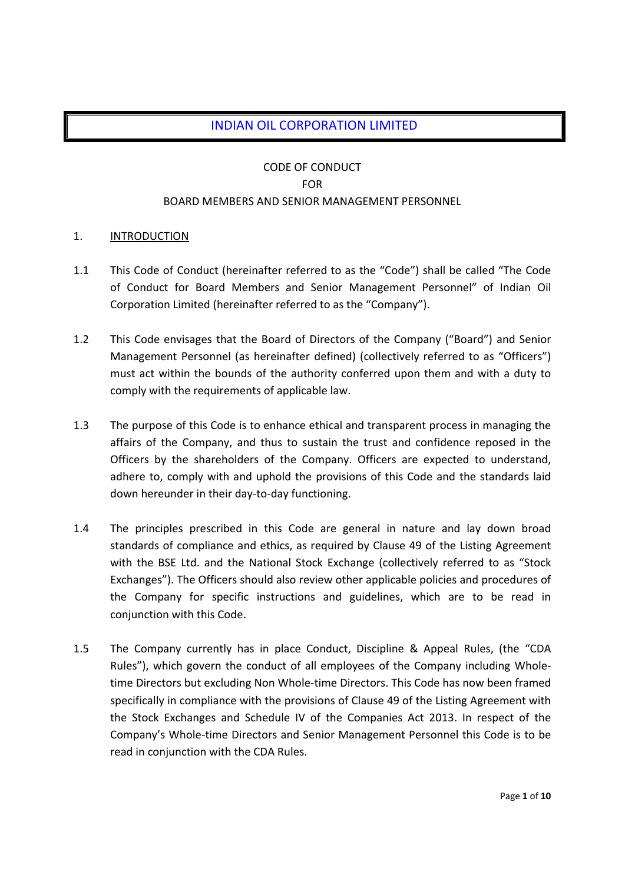# INDIAN OIL CORPORATION LIMITED

CODE OF CONDUCT
FOR
BOARD MEMBERS AND SENIOR MANAGEMENT PERSONNEL

## 1. INTRODUCTION

1.1 This Code of Conduct (hereinafter referred to as the "Code") shall be called "The Code of Conduct for Board Members and Senior Management Personnel" of Indian Oil Corporation Limited (hereinafter referred to as the "Company").

1.2 This Code envisages that the Board of Directors of the Company ("Board") and Senior Management Personnel (as hereinafter defined) (collectively referred to as "Officers") must act within the bounds of the authority conferred upon them and with a duty to comply with the requirements of applicable law.

1.3 The purpose of this Code is to enhance ethical and transparent process in managing the affairs of the Company, and thus to sustain the trust and confidence reposed in the Officers by the shareholders of the Company. Officers are expected to understand, adhere to, comply with and uphold the provisions of this Code and the standards laid down hereunder in their day-to-day functioning.

1.4 The principles prescribed in this Code are general in nature and lay down broad standards of compliance and ethics, as required by Clause 49 of the Listing Agreement with the BSE Ltd. and the National Stock Exchange (collectively referred to as "Stock Exchanges"). The Officers should also review other applicable policies and procedures of the Company for specific instructions and guidelines, which are to be read in conjunction with this Code.

1.5 The Company currently has in place Conduct, Discipline & Appeal Rules, (the "CDA Rules"), which govern the conduct of all employees of the Company including Whole-time Directors but excluding Non Whole-time Directors. This Code has now been framed specifically in compliance with the provisions of Clause 49 of the Listing Agreement with the Stock Exchanges and Schedule IV of the Companies Act 2013. In respect of the Company's Whole-time Directors and Senior Management Personnel this Code is to be read in conjunction with the CDA Rules.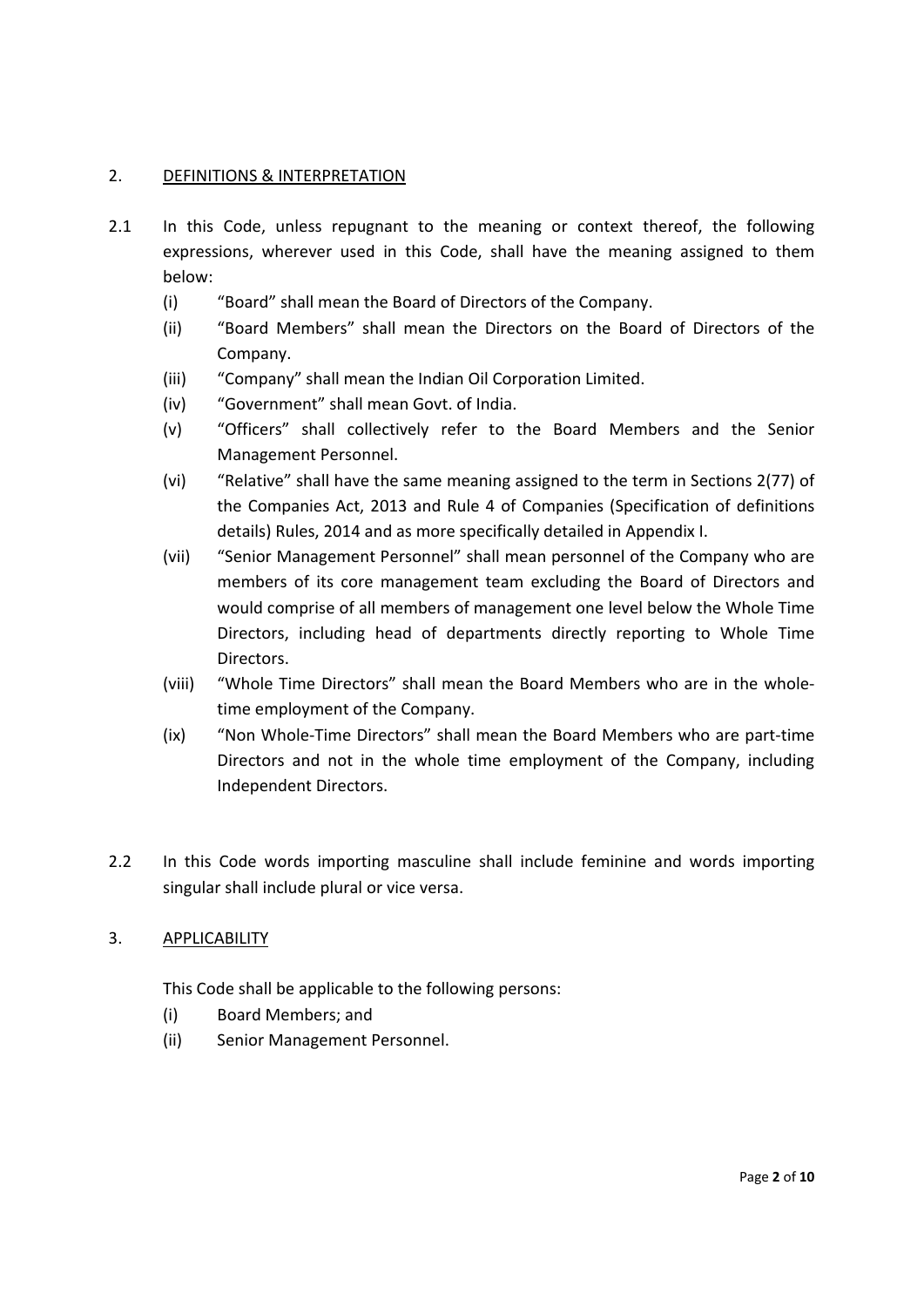## 2. DEFINITIONS & INTERPRETATION

2.1 In this Code, unless repugnant to the meaning or context thereof, the following expressions, wherever used in this Code, shall have the meaning assigned to them below:

(i) "Board" shall mean the Board of Directors of the Company.

(ii) "Board Members" shall mean the Directors on the Board of Directors of the Company.

(iii) "Company" shall mean the Indian Oil Corporation Limited.

(iv) "Government" shall mean Govt. of India.

(v) "Officers" shall collectively refer to the Board Members and the Senior Management Personnel.

(vi) "Relative" shall have the same meaning assigned to the term in Sections 2(77) of the Companies Act, 2013 and Rule 4 of Companies (Specification of definitions details) Rules, 2014 and as more specifically detailed in Appendix I.

(vii) "Senior Management Personnel" shall mean personnel of the Company who are members of its core management team excluding the Board of Directors and would comprise of all members of management one level below the Whole Time Directors, including head of departments directly reporting to Whole Time Directors.

(viii) "Whole Time Directors" shall mean the Board Members who are in the whole-time employment of the Company.

(ix) "Non Whole-Time Directors" shall mean the Board Members who are part-time Directors and not in the whole time employment of the Company, including Independent Directors.

2.2 In this Code words importing masculine shall include feminine and words importing singular shall include plural or vice versa.

## 3. APPLICABILITY

This Code shall be applicable to the following persons:

(i) Board Members; and

(ii) Senior Management Personnel.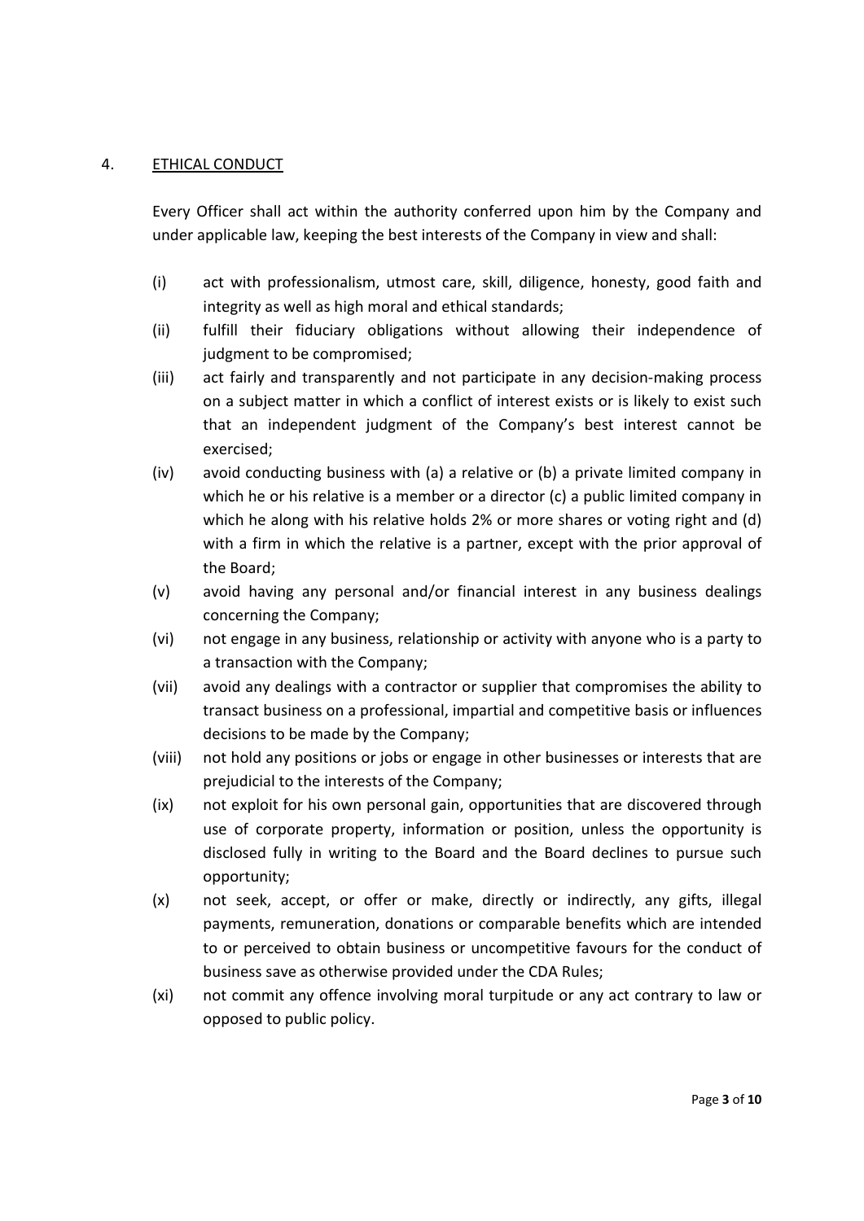## 4. <u>ETHICAL CONDUCT</u>

Every Officer shall act within the authority conferred upon him by the Company and under applicable law, keeping the best interests of the Company in view and shall:

(i) act with professionalism, utmost care, skill, diligence, honesty, good faith and integrity as well as high moral and ethical standards;

(ii) fulfill their fiduciary obligations without allowing their independence of judgment to be compromised;

(iii) act fairly and transparently and not participate in any decision-making process on a subject matter in which a conflict of interest exists or is likely to exist such that an independent judgment of the Company's best interest cannot be exercised;

(iv) avoid conducting business with (a) a relative or (b) a private limited company in which he or his relative is a member or a director (c) a public limited company in which he along with his relative holds 2% or more shares or voting right and (d) with a firm in which the relative is a partner, except with the prior approval of the Board;

(v) avoid having any personal and/or financial interest in any business dealings concerning the Company;

(vi) not engage in any business, relationship or activity with anyone who is a party to a transaction with the Company;

(vii) avoid any dealings with a contractor or supplier that compromises the ability to transact business on a professional, impartial and competitive basis or influences decisions to be made by the Company;

(viii) not hold any positions or jobs or engage in other businesses or interests that are prejudicial to the interests of the Company;

(ix) not exploit for his own personal gain, opportunities that are discovered through use of corporate property, information or position, unless the opportunity is disclosed fully in writing to the Board and the Board declines to pursue such opportunity;

(x) not seek, accept, or offer or make, directly or indirectly, any gifts, illegal payments, remuneration, donations or comparable benefits which are intended to or perceived to obtain business or uncompetitive favours for the conduct of business save as otherwise provided under the CDA Rules;

(xi) not commit any offence involving moral turpitude or any act contrary to law or opposed to public policy.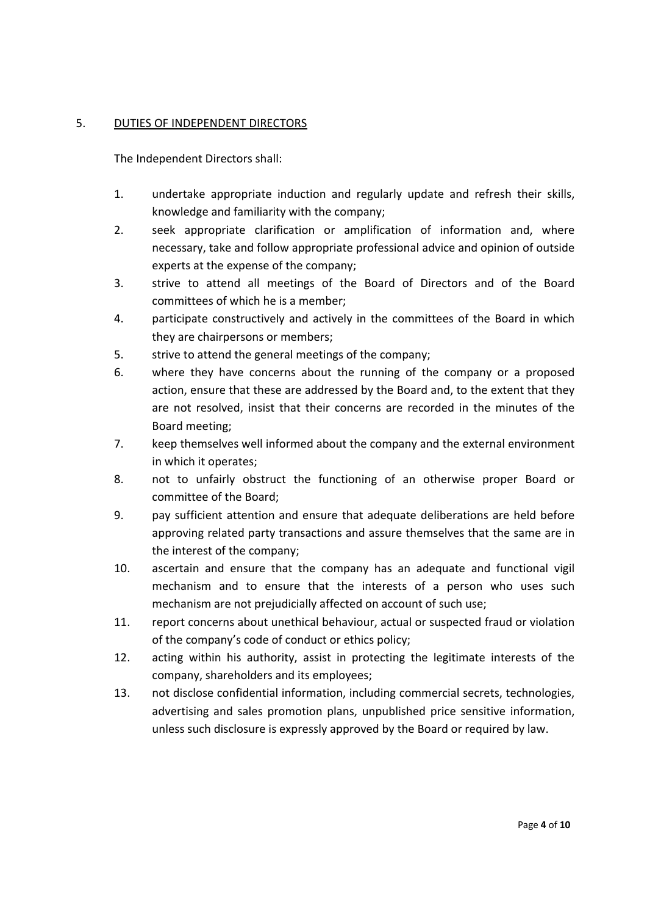## 5. DUTIES OF INDEPENDENT DIRECTORS

The Independent Directors shall:

1. undertake appropriate induction and regularly update and refresh their skills, knowledge and familiarity with the company;
2. seek appropriate clarification or amplification of information and, where necessary, take and follow appropriate professional advice and opinion of outside experts at the expense of the company;
3. strive to attend all meetings of the Board of Directors and of the Board committees of which he is a member;
4. participate constructively and actively in the committees of the Board in which they are chairpersons or members;
5. strive to attend the general meetings of the company;
6. where they have concerns about the running of the company or a proposed action, ensure that these are addressed by the Board and, to the extent that they are not resolved, insist that their concerns are recorded in the minutes of the Board meeting;
7. keep themselves well informed about the company and the external environment in which it operates;
8. not to unfairly obstruct the functioning of an otherwise proper Board or committee of the Board;
9. pay sufficient attention and ensure that adequate deliberations are held before approving related party transactions and assure themselves that the same are in the interest of the company;
10. ascertain and ensure that the company has an adequate and functional vigil mechanism and to ensure that the interests of a person who uses such mechanism are not prejudicially affected on account of such use;
11. report concerns about unethical behaviour, actual or suspected fraud or violation of the company's code of conduct or ethics policy;
12. acting within his authority, assist in protecting the legitimate interests of the company, shareholders and its employees;
13. not disclose confidential information, including commercial secrets, technologies, advertising and sales promotion plans, unpublished price sensitive information, unless such disclosure is expressly approved by the Board or required by law.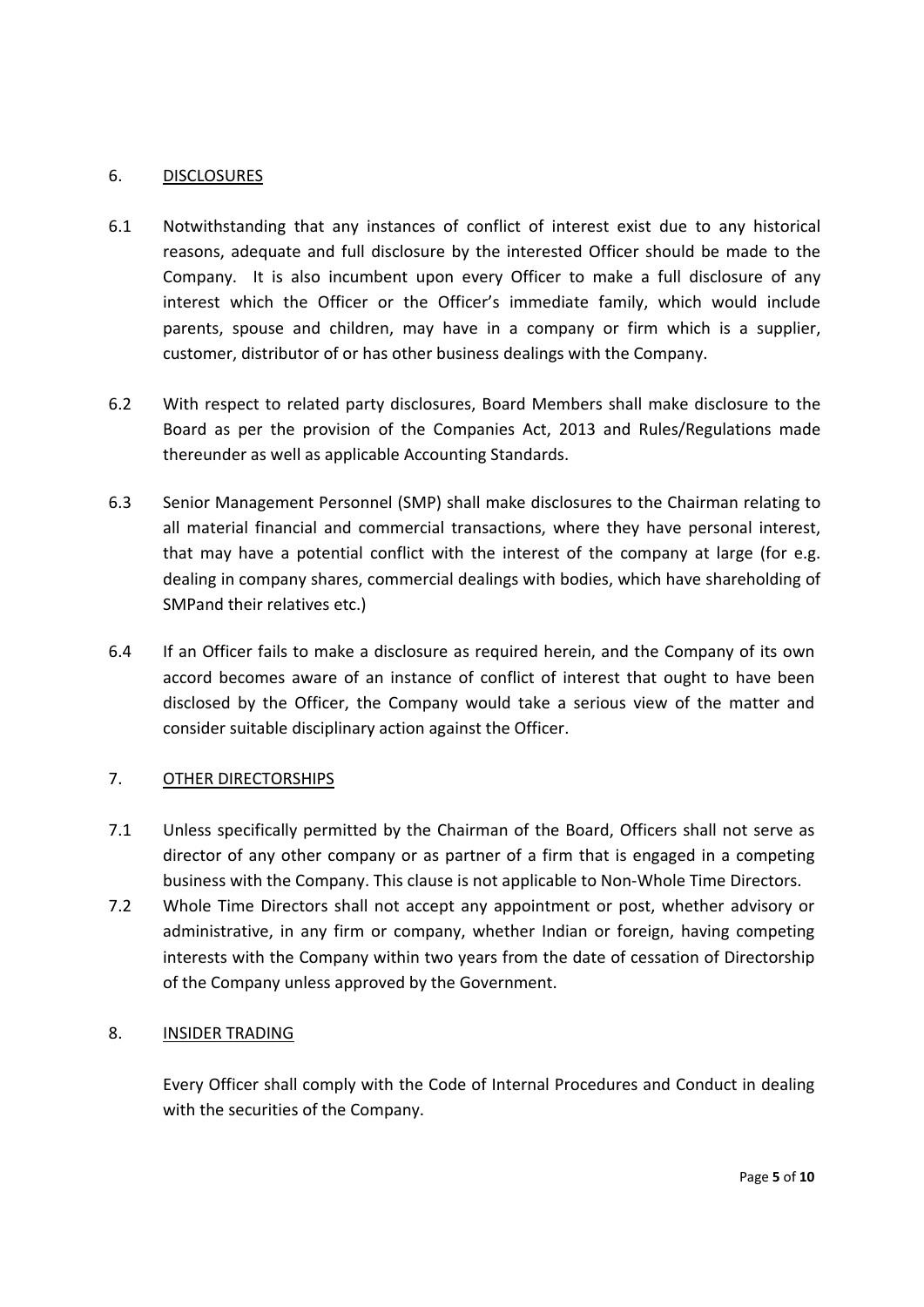## 6. DISCLOSURES

6.1 Notwithstanding that any instances of conflict of interest exist due to any historical reasons, adequate and full disclosure by the interested Officer should be made to the Company. It is also incumbent upon every Officer to make a full disclosure of any interest which the Officer or the Officer's immediate family, which would include parents, spouse and children, may have in a company or firm which is a supplier, customer, distributor of or has other business dealings with the Company.

6.2 With respect to related party disclosures, Board Members shall make disclosure to the Board as per the provision of the Companies Act, 2013 and Rules/Regulations made thereunder as well as applicable Accounting Standards.

6.3 Senior Management Personnel (SMP) shall make disclosures to the Chairman relating to all material financial and commercial transactions, where they have personal interest, that may have a potential conflict with the interest of the company at large (for e.g. dealing in company shares, commercial dealings with bodies, which have shareholding of SMPand their relatives etc.)

6.4 If an Officer fails to make a disclosure as required herein, and the Company of its own accord becomes aware of an instance of conflict of interest that ought to have been disclosed by the Officer, the Company would take a serious view of the matter and consider suitable disciplinary action against the Officer.

## 7. OTHER DIRECTORSHIPS

7.1 Unless specifically permitted by the Chairman of the Board, Officers shall not serve as director of any other company or as partner of a firm that is engaged in a competing business with the Company. This clause is not applicable to Non-Whole Time Directors.

7.2 Whole Time Directors shall not accept any appointment or post, whether advisory or administrative, in any firm or company, whether Indian or foreign, having competing interests with the Company within two years from the date of cessation of Directorship of the Company unless approved by the Government.

## 8. INSIDER TRADING

Every Officer shall comply with the Code of Internal Procedures and Conduct in dealing with the securities of the Company.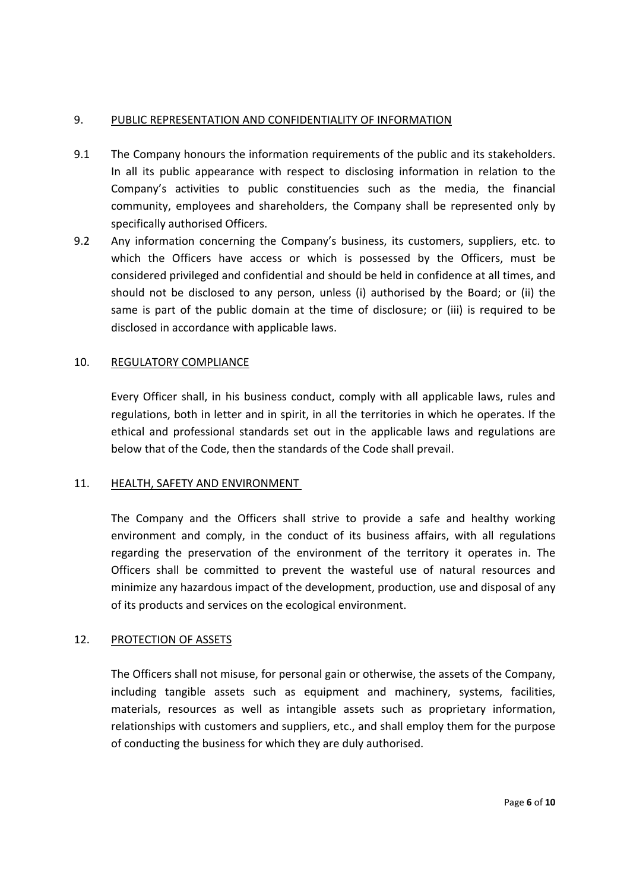## 9. PUBLIC REPRESENTATION AND CONFIDENTIALITY OF INFORMATION

9.1 The Company honours the information requirements of the public and its stakeholders. In all its public appearance with respect to disclosing information in relation to the Company's activities to public constituencies such as the media, the financial community, employees and shareholders, the Company shall be represented only by specifically authorised Officers.

9.2 Any information concerning the Company's business, its customers, suppliers, etc. to which the Officers have access or which is possessed by the Officers, must be considered privileged and confidential and should be held in confidence at all times, and should not be disclosed to any person, unless (i) authorised by the Board; or (ii) the same is part of the public domain at the time of disclosure; or (iii) is required to be disclosed in accordance with applicable laws.

## 10. REGULATORY COMPLIANCE

Every Officer shall, in his business conduct, comply with all applicable laws, rules and regulations, both in letter and in spirit, in all the territories in which he operates. If the ethical and professional standards set out in the applicable laws and regulations are below that of the Code, then the standards of the Code shall prevail.

## 11. HEALTH, SAFETY AND ENVIRONMENT

The Company and the Officers shall strive to provide a safe and healthy working environment and comply, in the conduct of its business affairs, with all regulations regarding the preservation of the environment of the territory it operates in. The Officers shall be committed to prevent the wasteful use of natural resources and minimize any hazardous impact of the development, production, use and disposal of any of its products and services on the ecological environment.

## 12. PROTECTION OF ASSETS

The Officers shall not misuse, for personal gain or otherwise, the assets of the Company, including tangible assets such as equipment and machinery, systems, facilities, materials, resources as well as intangible assets such as proprietary information, relationships with customers and suppliers, etc., and shall employ them for the purpose of conducting the business for which they are duly authorised.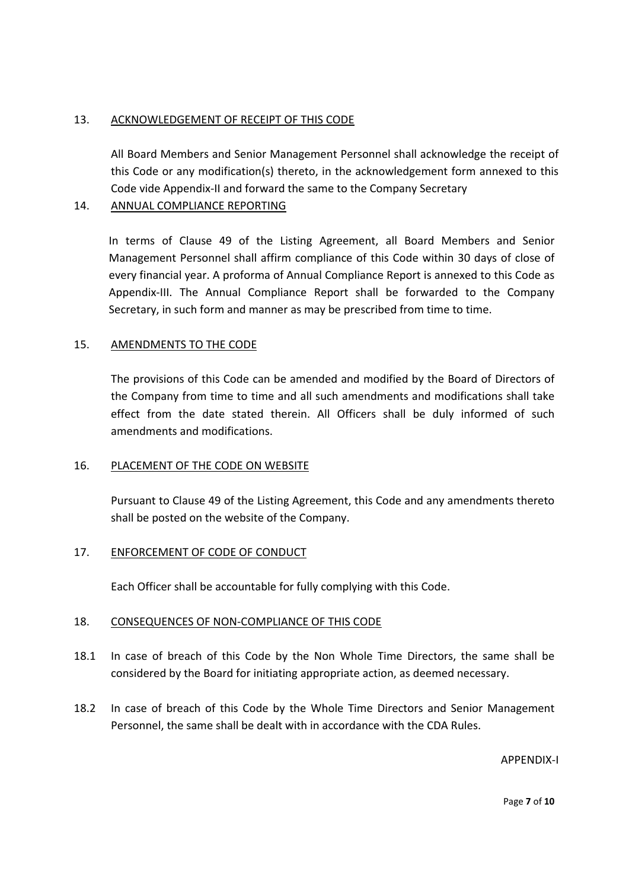## 13. ACKNOWLEDGEMENT OF RECEIPT OF THIS CODE

All Board Members and Senior Management Personnel shall acknowledge the receipt of this Code or any modification(s) thereto, in the acknowledgement form annexed to this Code vide Appendix-II and forward the same to the Company Secretary

## 14. ANNUAL COMPLIANCE REPORTING

In terms of Clause 49 of the Listing Agreement, all Board Members and Senior Management Personnel shall affirm compliance of this Code within 30 days of close of every financial year. A proforma of Annual Compliance Report is annexed to this Code as Appendix-III. The Annual Compliance Report shall be forwarded to the Company Secretary, in such form and manner as may be prescribed from time to time.

## 15. AMENDMENTS TO THE CODE

The provisions of this Code can be amended and modified by the Board of Directors of the Company from time to time and all such amendments and modifications shall take effect from the date stated therein. All Officers shall be duly informed of such amendments and modifications.

## 16. PLACEMENT OF THE CODE ON WEBSITE

Pursuant to Clause 49 of the Listing Agreement, this Code and any amendments thereto shall be posted on the website of the Company.

## 17. ENFORCEMENT OF CODE OF CONDUCT

Each Officer shall be accountable for fully complying with this Code.

## 18. CONSEQUENCES OF NON-COMPLIANCE OF THIS CODE

18.1 In case of breach of this Code by the Non Whole Time Directors, the same shall be considered by the Board for initiating appropriate action, as deemed necessary.

18.2 In case of breach of this Code by the Whole Time Directors and Senior Management Personnel, the same shall be dealt with in accordance with the CDA Rules.

APPENDIX-I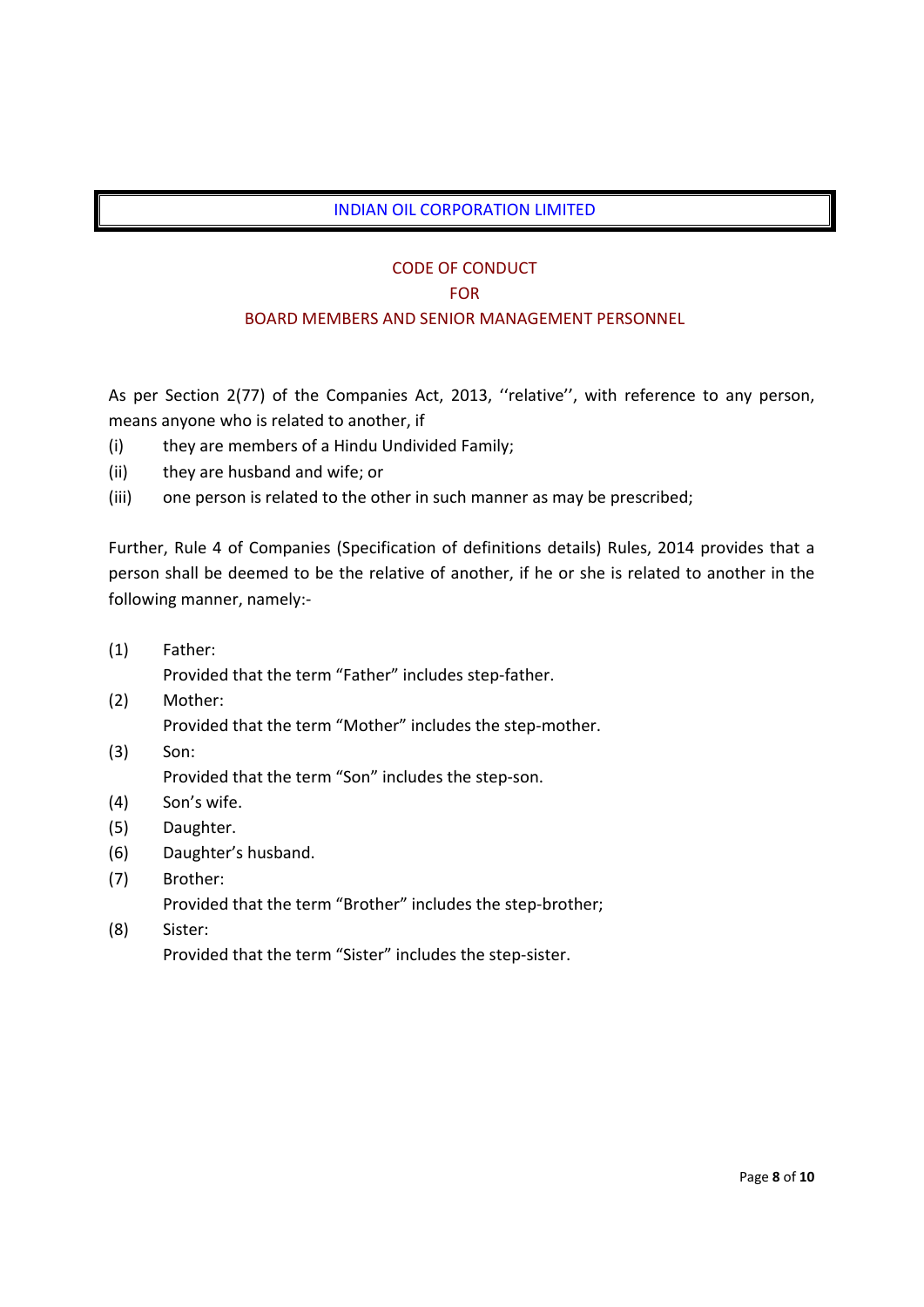# INDIAN OIL CORPORATION LIMITED

## CODE OF CONDUCT
## FOR
## BOARD MEMBERS AND SENIOR MANAGEMENT PERSONNEL

As per Section 2(77) of the Companies Act, 2013, ''relative'', with reference to any person, means anyone who is related to another, if

(i) they are members of a Hindu Undivided Family;

(ii) they are husband and wife; or

(iii) one person is related to the other in such manner as may be prescribed;

Further, Rule 4 of Companies (Specification of definitions details) Rules, 2014 provides that a person shall be deemed to be the relative of another, if he or she is related to another in the following manner, namely:-

(1) Father:
Provided that the term "Father" includes step-father.

(2) Mother:
Provided that the term "Mother" includes the step-mother.

(3) Son:
Provided that the term "Son" includes the step-son.

(4) Son's wife.

(5) Daughter.

(6) Daughter's husband.

(7) Brother:
Provided that the term "Brother" includes the step-brother;

(8) Sister:
Provided that the term "Sister" includes the step-sister.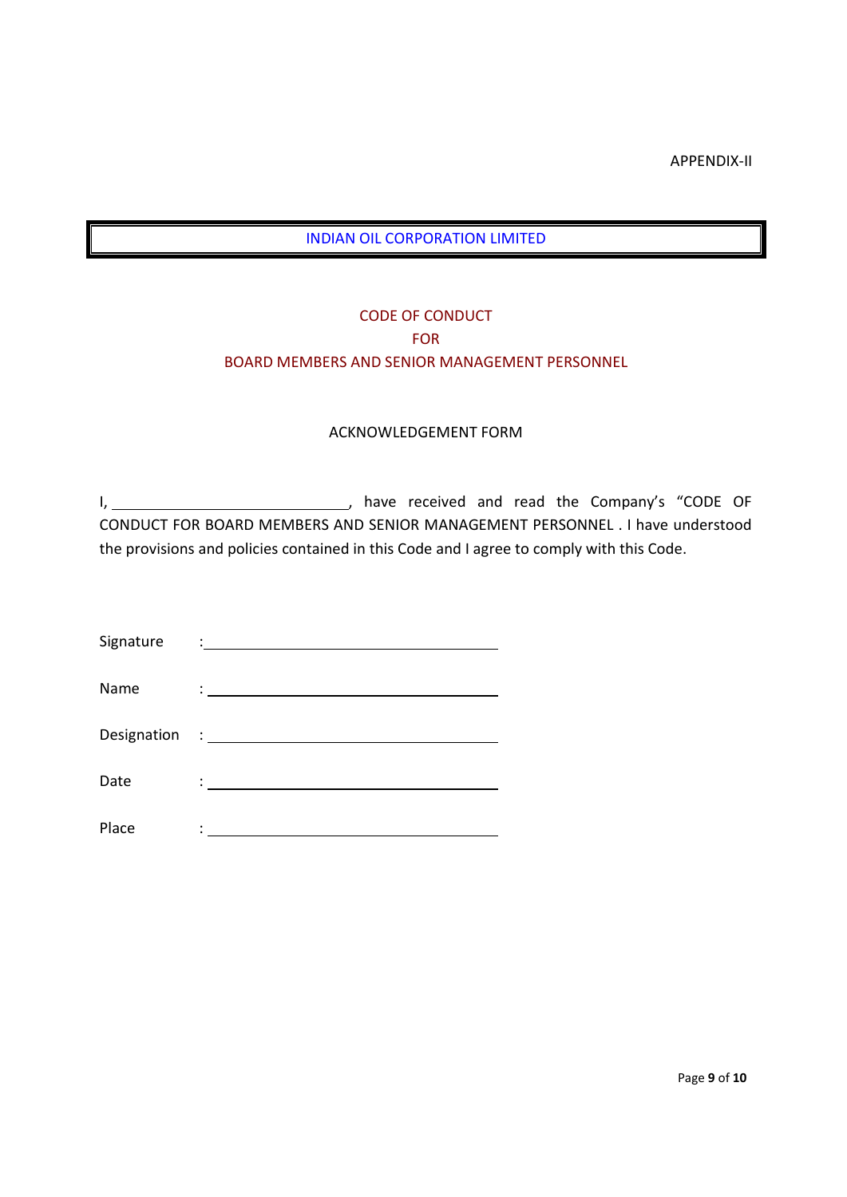APPENDIX-II

# INDIAN OIL CORPORATION LIMITED

## CODE OF CONDUCT
## FOR
## BOARD MEMBERS AND SENIOR MANAGEMENT PERSONNEL

### ACKNOWLEDGEMENT FORM

I, \_\_\_\_\_\_\_\_\_\_\_\_\_\_\_\_\_\_\_\_\_\_\_\_\_\_\_\_\_\_, have received and read the Company's "CODE OF CONDUCT FOR BOARD MEMBERS AND SENIOR MANAGEMENT PERSONNEL . I have understood the provisions and policies contained in this Code and I agree to comply with this Code.

Signature : \_\_\_\_\_\_\_\_\_\_\_\_\_\_\_\_\_\_\_\_\_\_\_\_\_\_\_\_\_\_\_\_\_\_\_\_

Name : \_\_\_\_\_\_\_\_\_\_\_\_\_\_\_\_\_\_\_\_\_\_\_\_\_\_\_\_\_\_\_\_\_\_\_\_

Designation : \_\_\_\_\_\_\_\_\_\_\_\_\_\_\_\_\_\_\_\_\_\_\_\_\_\_\_\_\_\_\_\_\_\_\_\_

Date : \_\_\_\_\_\_\_\_\_\_\_\_\_\_\_\_\_\_\_\_\_\_\_\_\_\_\_\_\_\_\_\_\_\_\_\_

Place : \_\_\_\_\_\_\_\_\_\_\_\_\_\_\_\_\_\_\_\_\_\_\_\_\_\_\_\_\_\_\_\_\_\_\_\_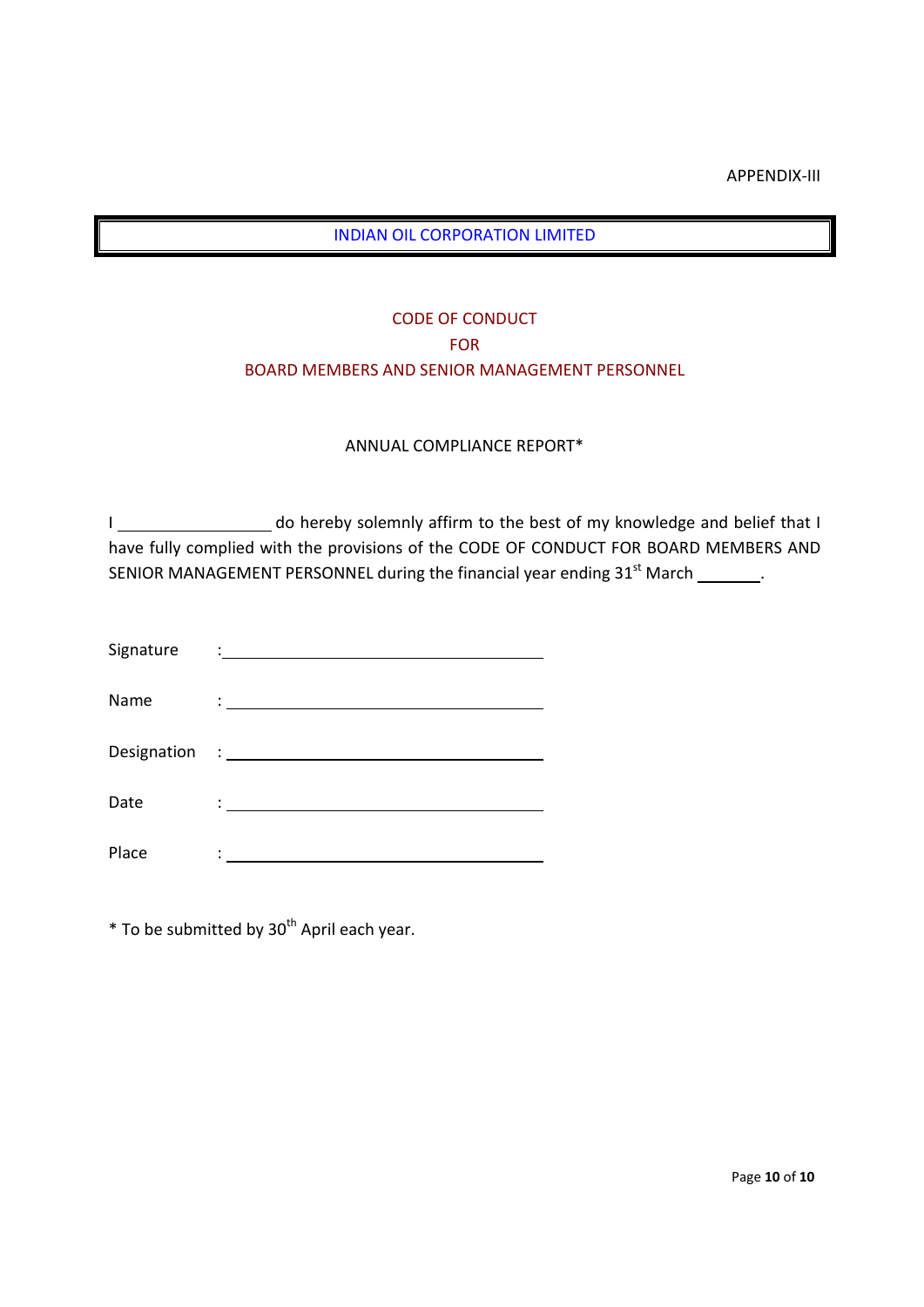APPENDIX-III

**INDIAN OIL CORPORATION LIMITED**

## CODE OF CONDUCT
## FOR
## BOARD MEMBERS AND SENIOR MANAGEMENT PERSONNEL

### ANNUAL COMPLIANCE REPORT*

I ____________________ do hereby solemnly affirm to the best of my knowledge and belief that I have fully complied with the provisions of the CODE OF CONDUCT FOR BOARD MEMBERS AND SENIOR MANAGEMENT PERSONNEL during the financial year ending 31st March ________.

Signature : ________________________________________

Name : ________________________________________

Designation : ________________________________________

Date : ________________________________________

Place : ________________________________________

* To be submitted by 30th April each year.